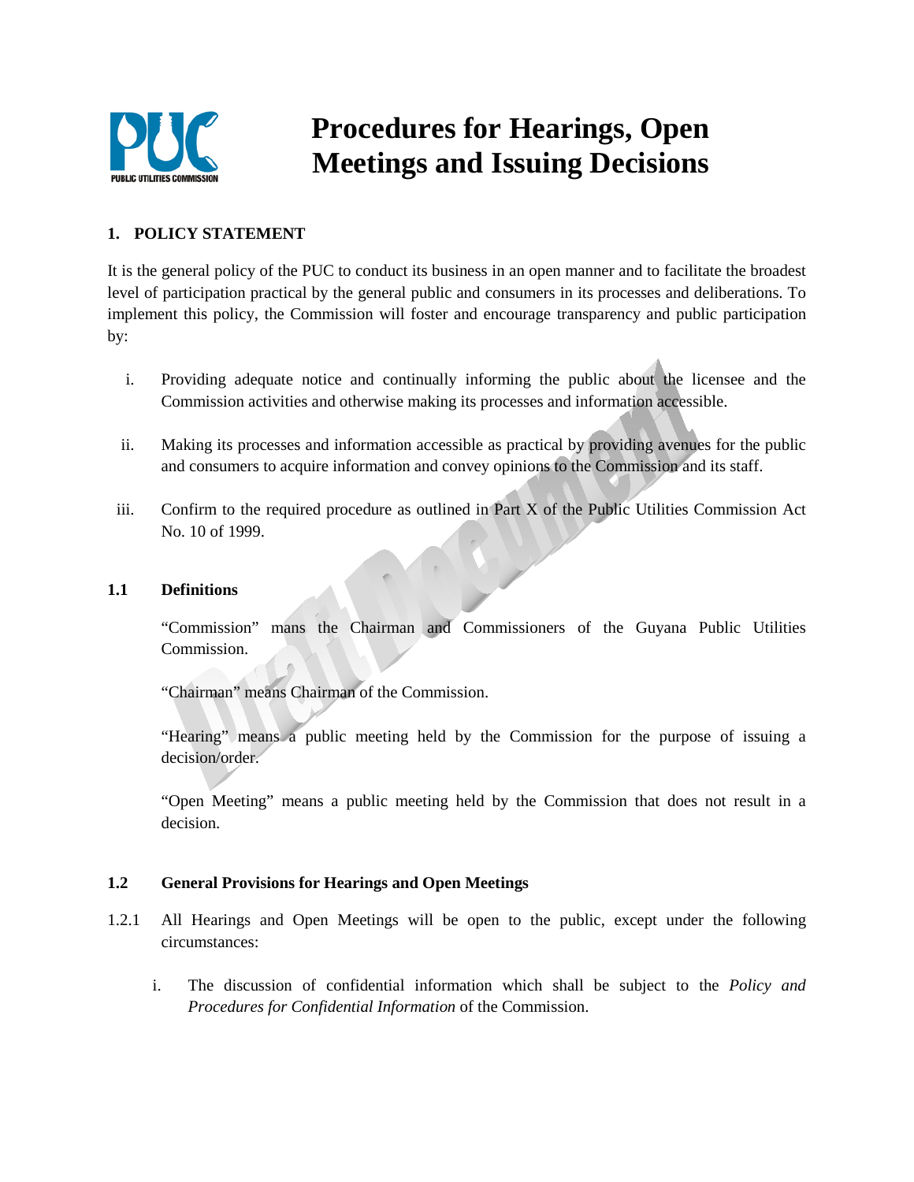# Procedures for Hearings, Open Meetings and Issuing Decisions

## 1. POLICY STATEMENT

It is the general policy of the PUC to conduct its business in an open manner and to facilitate the broadest level of participation practical by the general public and consumers in its processes and deliberations. To implement this policy, the Commission will foster and encourage transparency and public participation by:

i. Providing adequate notice and continually informing the public about the licensee and the Commission activities and otherwise making its processes and information accessible.

ii. Making its processes and information accessible as practical by providing avenues for the public and consumers to acquire information and convey opinions to the Commission and its staff.

iii. Confirm to the required procedure as outlined in Part X of the Public Utilities Commission Act No. 10 of 1999.

### 1.1 Definitions

"Commission" mans the Chairman and Commissioners of the Guyana Public Utilities Commission.

"Chairman" means Chairman of the Commission.

"Hearing" means a public meeting held by the Commission for the purpose of issuing a decision/order.

"Open Meeting" means a public meeting held by the Commission that does not result in a decision.

### 1.2 General Provisions for Hearings and Open Meetings

1.2.1 All Hearings and Open Meetings will be open to the public, except under the following circumstances:

i. The discussion of confidential information which shall be subject to the *Policy and Procedures for Confidential Information* of the Commission.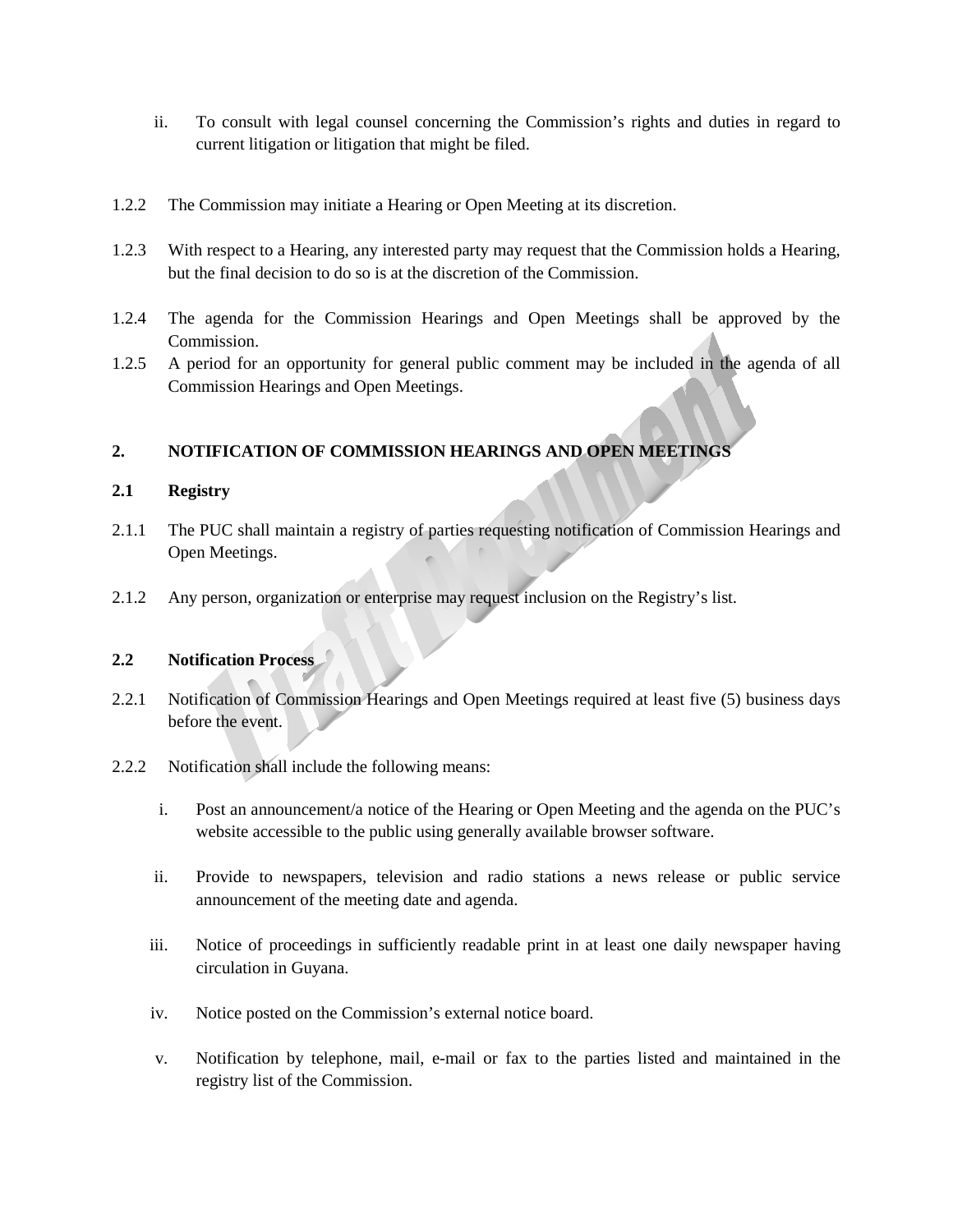ii. To consult with legal counsel concerning the Commission's rights and duties in regard to current litigation or litigation that might be filed.

1.2.2 The Commission may initiate a Hearing or Open Meeting at its discretion.

1.2.3 With respect to a Hearing, any interested party may request that the Commission holds a Hearing, but the final decision to do so is at the discretion of the Commission.

1.2.4 The agenda for the Commission Hearings and Open Meetings shall be approved by the Commission.

1.2.5 A period for an opportunity for general public comment may be included in the agenda of all Commission Hearings and Open Meetings.

## 2. NOTIFICATION OF COMMISSION HEARINGS AND OPEN MEETINGS

### 2.1 Registry

2.1.1 The PUC shall maintain a registry of parties requesting notification of Commission Hearings and Open Meetings.

2.1.2 Any person, organization or enterprise may request inclusion on the Registry's list.

### 2.2 Notification Process

2.2.1 Notification of Commission Hearings and Open Meetings required at least five (5) business days before the event.

2.2.2 Notification shall include the following means:

i. Post an announcement/a notice of the Hearing or Open Meeting and the agenda on the PUC's website accessible to the public using generally available browser software.

ii. Provide to newspapers, television and radio stations a news release or public service announcement of the meeting date and agenda.

iii. Notice of proceedings in sufficiently readable print in at least one daily newspaper having circulation in Guyana.

iv. Notice posted on the Commission's external notice board.

v. Notification by telephone, mail, e-mail or fax to the parties listed and maintained in the registry list of the Commission.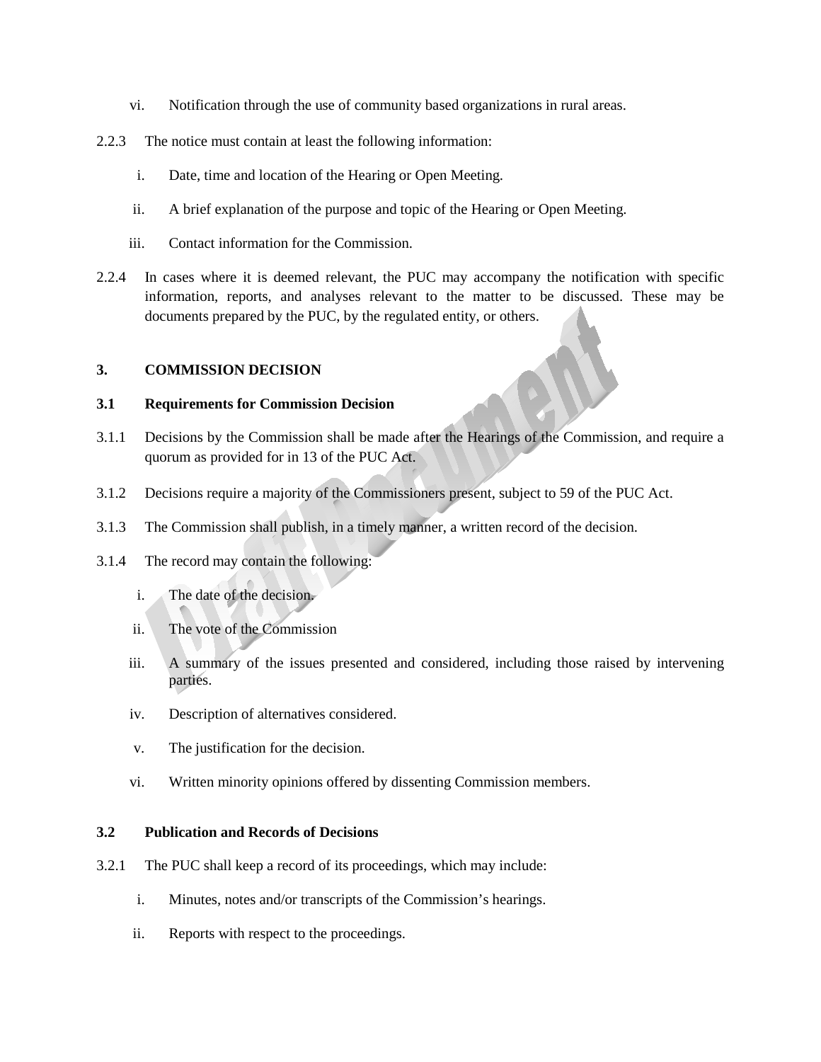vi. Notification through the use of community based organizations in rural areas.

2.2.3 The notice must contain at least the following information:

i. Date, time and location of the Hearing or Open Meeting.

ii. A brief explanation of the purpose and topic of the Hearing or Open Meeting.

iii. Contact information for the Commission.

2.2.4 In cases where it is deemed relevant, the PUC may accompany the notification with specific information, reports, and analyses relevant to the matter to be discussed. These may be documents prepared by the PUC, by the regulated entity, or others.

## 3. COMMISSION DECISION

### 3.1 Requirements for Commission Decision

3.1.1 Decisions by the Commission shall be made after the Hearings of the Commission, and require a quorum as provided for in 13 of the PUC Act.

3.1.2 Decisions require a majority of the Commissioners present, subject to 59 of the PUC Act.

3.1.3 The Commission shall publish, in a timely manner, a written record of the decision.

3.1.4 The record may contain the following:

i. The date of the decision.

ii. The vote of the Commission

iii. A summary of the issues presented and considered, including those raised by intervening parties.

iv. Description of alternatives considered.

v. The justification for the decision.

vi. Written minority opinions offered by dissenting Commission members.

### 3.2 Publication and Records of Decisions

3.2.1 The PUC shall keep a record of its proceedings, which may include:

i. Minutes, notes and/or transcripts of the Commission's hearings.

ii. Reports with respect to the proceedings.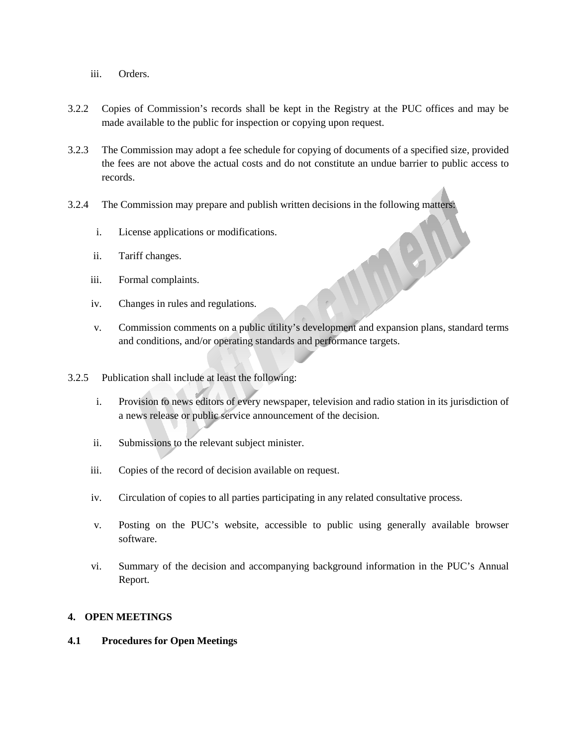iii. Orders.

3.2.2 Copies of Commission's records shall be kept in the Registry at the PUC offices and may be made available to the public for inspection or copying upon request.

3.2.3 The Commission may adopt a fee schedule for copying of documents of a specified size, provided the fees are not above the actual costs and do not constitute an undue barrier to public access to records.

3.2.4 The Commission may prepare and publish written decisions in the following matters:

i. License applications or modifications.

ii. Tariff changes.

iii. Formal complaints.

iv. Changes in rules and regulations.

v. Commission comments on a public utility's development and expansion plans, standard terms and conditions, and/or operating standards and performance targets.

3.2.5 Publication shall include at least the following:

i. Provision to news editors of every newspaper, television and radio station in its jurisdiction of a news release or public service announcement of the decision.

ii. Submissions to the relevant subject minister.

iii. Copies of the record of decision available on request.

iv. Circulation of copies to all parties participating in any related consultative process.

v. Posting on the PUC's website, accessible to public using generally available browser software.

vi. Summary of the decision and accompanying background information in the PUC's Annual Report.

**4. OPEN MEETINGS**

**4.1 Procedures for Open Meetings**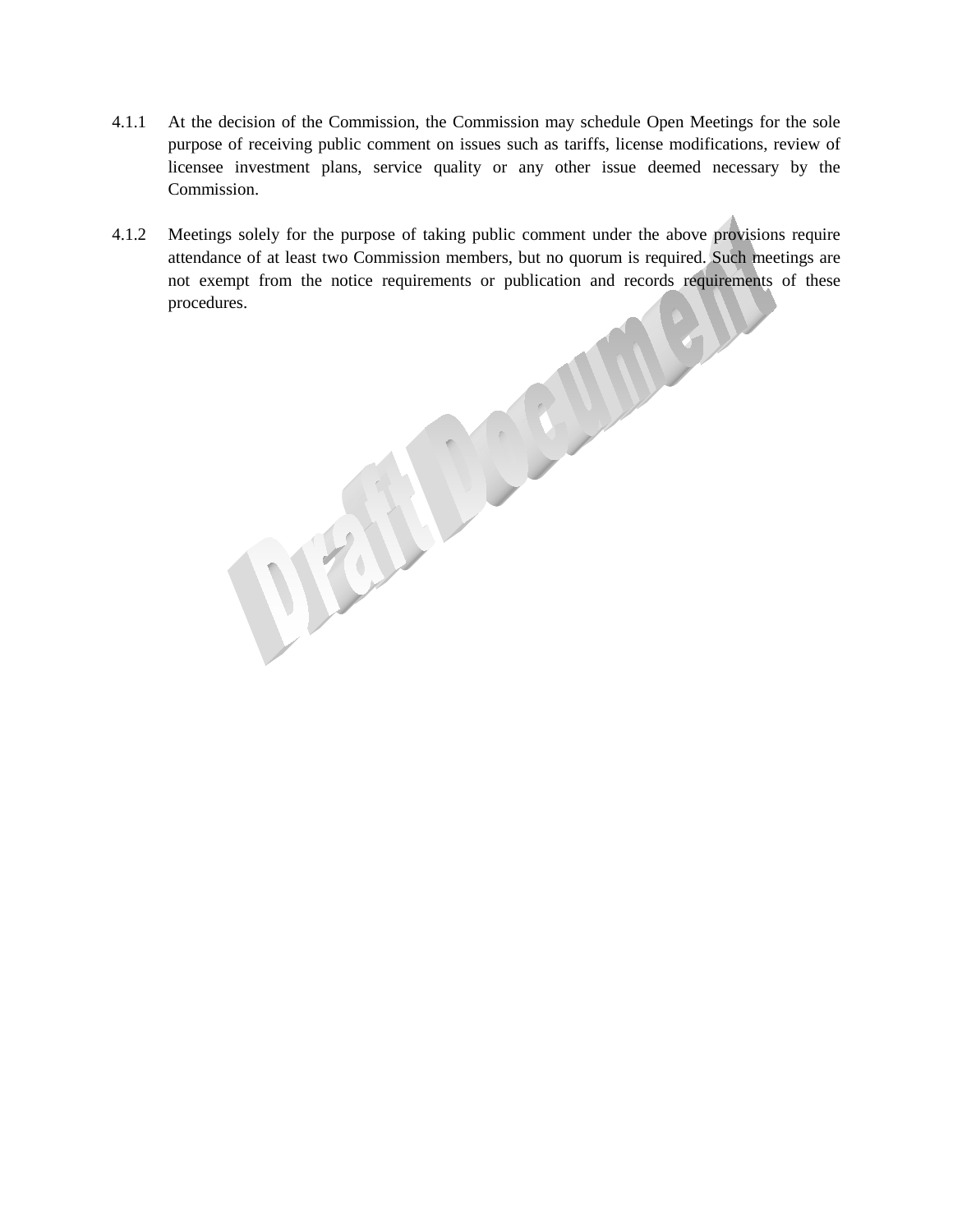4.1.1 At the decision of the Commission, the Commission may schedule Open Meetings for the sole purpose of receiving public comment on issues such as tariffs, license modifications, review of licensee investment plans, service quality or any other issue deemed necessary by the Commission.

4.1.2 Meetings solely for the purpose of taking public comment under the above provisions require attendance of at least two Commission members, but no quorum is required. Such meetings are not exempt from the notice requirements or publication and records requirements of these procedures.